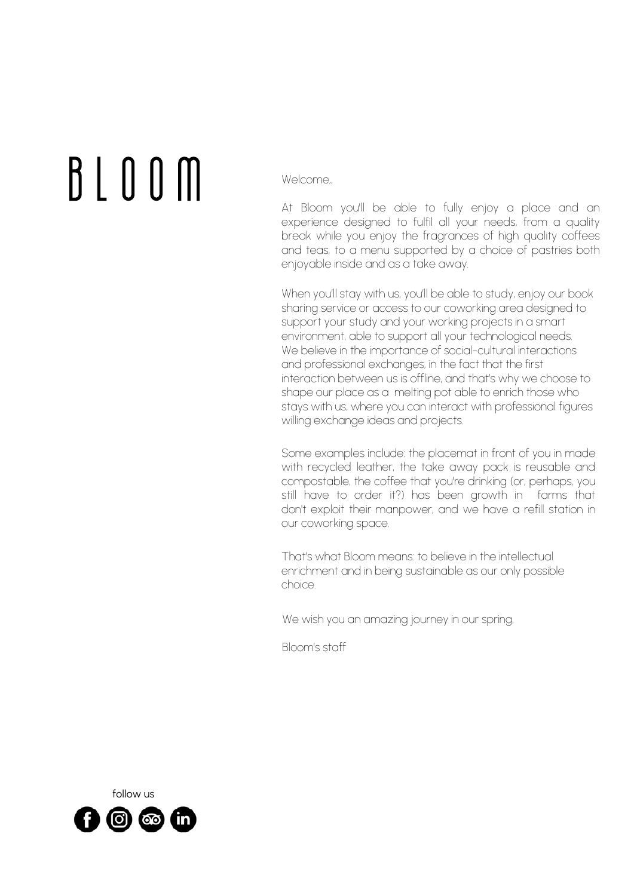# BLOOM

Welcome,,

At Bloom you'll be able to fully enjoy a place and an experience designed to fulfil all your needs, from a quality break while you enjoy the fragrances of high quality coffees and teas, to a menu supported by a choice of pastries both enjoyable inside and as a take away.

When you'll stay with us, you'll be able to study, enjoy our book sharing service or access to our coworking area designed to support your study and your working projects in a smart environment, able to support all your technological needs. We believe in the importance of social-cultural interactions and professional exchanges, in the fact that the first interaction between us is offline, and that's why we choose to shape our place as a melting pot able to enrich those who stays with us, where you can interact with professional figures willing exchange ideas and projects.

Some examples include: the placemat in front of you in made with recycled leather, the take away pack is reusable and compostable, the coffee that you're drinking (or, perhaps, you still have to order it?) has been growth in farms that don't exploit their manpower, and we have a refill station in our coworking space.

That's what Bloom means: to believe in the intellectual enrichment and in being sustainable as our only possible choice.

We wish you an amazing journey in our spring,

Bloom's staff

follow us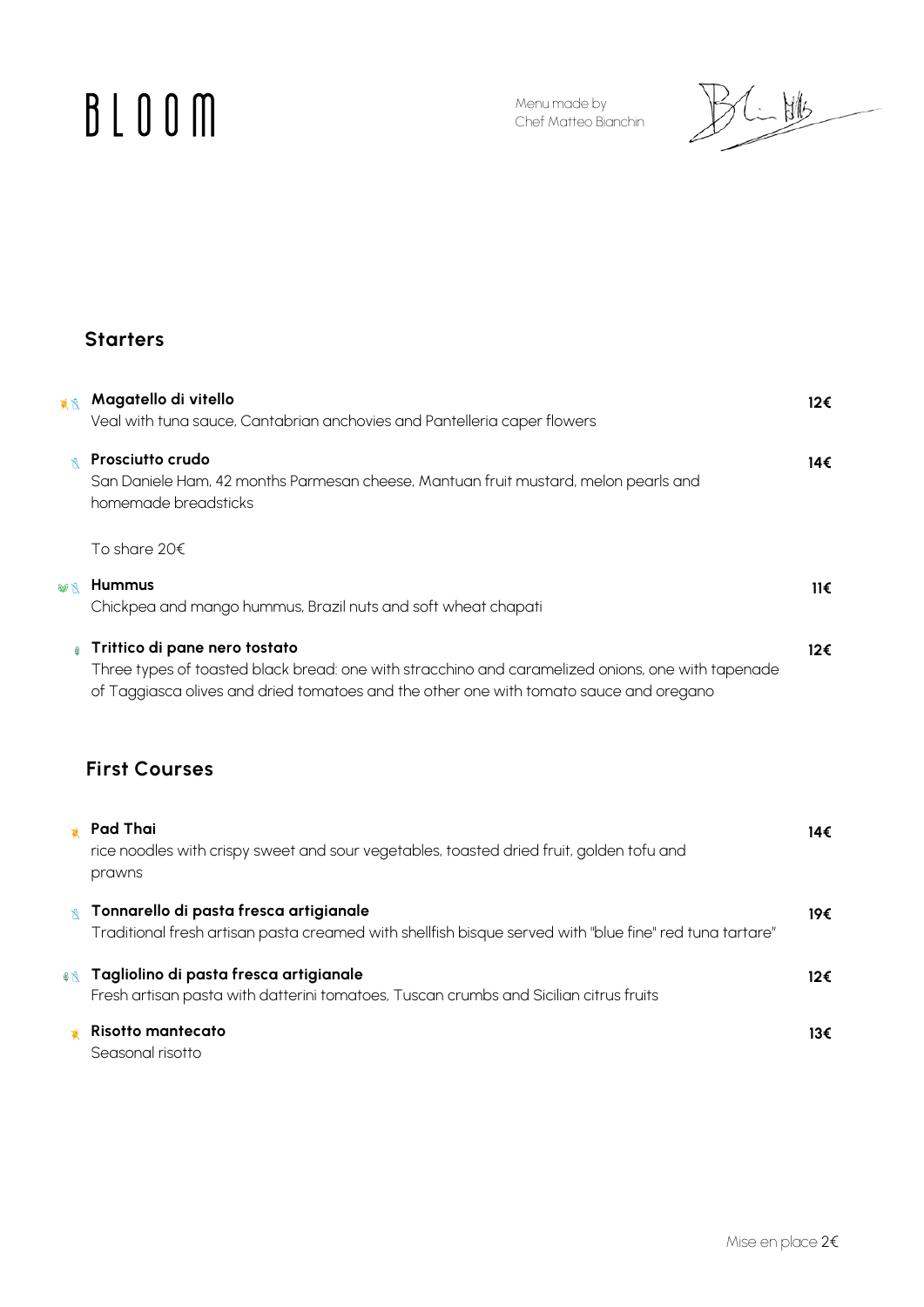# BLOOM

Menu made by
Chef Matteo Bianchin

## Starters

**Magatello di vitello** — 12€
Veal with tuna sauce, Cantabrian anchovies and Pantelleria caper flowers

**Prosciutto crudo** — 14€
San Daniele Ham, 42 months Parmesan cheese, Mantuan fruit mustard, melon pearls and homemade breadsticks

To share 20€

**Hummus** — 11€
Chickpea and mango hummus, Brazil nuts and soft wheat chapati

**Trittico di pane nero tostato** — 12€
Three types of toasted black bread: one with stracchino and caramelized onions, one with tapenade of Taggiasca olives and dried tomatoes and the other one with tomato sauce and oregano

## First Courses

**Pad Thai** — 14€
rice noodles with crispy sweet and sour vegetables, toasted dried fruit, golden tofu and prawns

**Tonnarello di pasta fresca artigianale** — 19€
Traditional fresh artisan pasta creamed with shellfish bisque served with "blue fine" red tuna tartare"

**Tagliolino di pasta fresca artigianale** — 12€
Fresh artisan pasta with datterini tomatoes, Tuscan crumbs and Sicilian citrus fruits

**Risotto mantecato** — 13€
Seasonal risotto

Mise en place 2€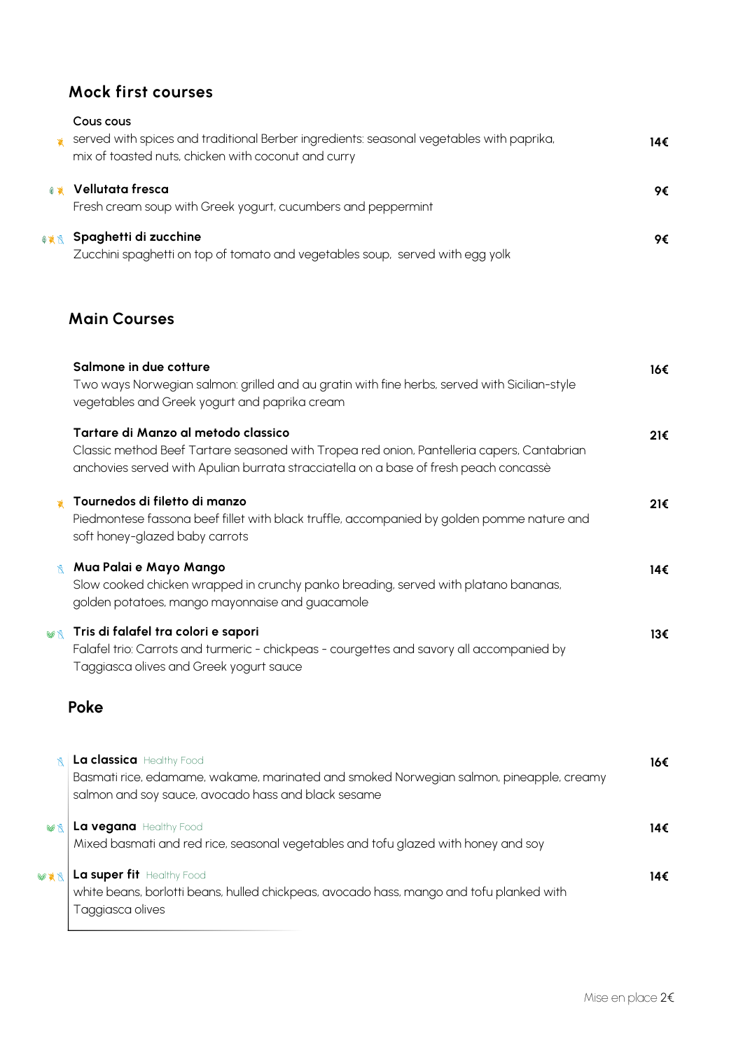## Mock first courses

**Cous cous**
served with spices and traditional Berber ingredients: seasonal vegetables with paprika, mix of toasted nuts, chicken with coconut and curry — **14€**

**Vellutata fresca** — **9€**
Fresh cream soup with Greek yogurt, cucumbers and peppermint

**Spaghetti di zucchine** — **9€**
Zucchini spaghetti on top of tomato and vegetables soup, served with egg yolk

## Main Courses

**Salmone in due cotture** — **16€**
Two ways Norwegian salmon: grilled and au gratin with fine herbs, served with Sicilian-style vegetables and Greek yogurt and paprika cream

**Tartare di Manzo al metodo classico** — **21€**
Classic method Beef Tartare seasoned with Tropea red onion, Pantelleria capers, Cantabrian anchovies served with Apulian burrata stracciatella on a base of fresh peach concassè

**Tournedos di filetto di manzo** — **21€**
Piedmontese fassona beef fillet with black truffle, accompanied by golden pomme nature and soft honey-glazed baby carrots

**Mua Palai e Mayo Mango** — **14€**
Slow cooked chicken wrapped in crunchy panko breading, served with platano bananas, golden potatoes, mango mayonnaise and guacamole

**Tris di falafel tra colori e sapori** — **13€**
Falafel trio: Carrots and turmeric - chickpeas - courgettes and savory all accompanied by Taggiasca olives and Greek yogurt sauce

## Poke

**La classica** Healthy Food — **16€**
Basmati rice, edamame, wakame, marinated and smoked Norwegian salmon, pineapple, creamy salmon and soy sauce, avocado hass and black sesame

**La vegana** Healthy Food — **14€**
Mixed basmati and red rice, seasonal vegetables and tofu glazed with honey and soy

**La super fit** Healthy Food — **14€**
white beans, borlotti beans, hulled chickpeas, avocado hass, mango and tofu planked with Taggiasca olives

Mise en place 2€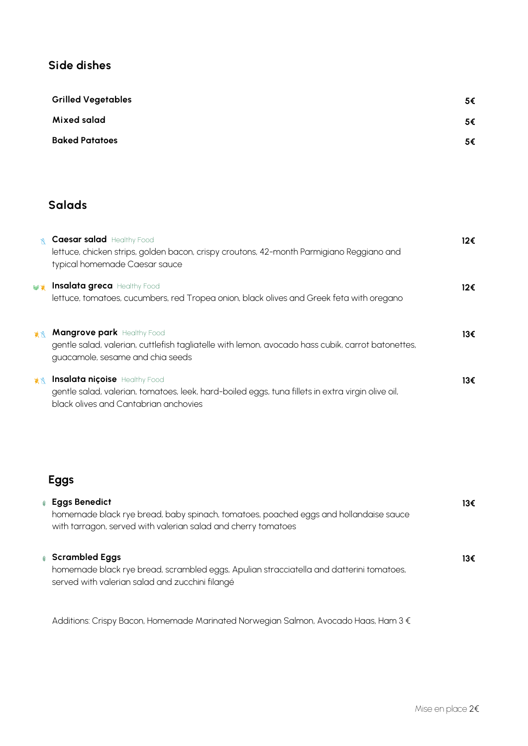## Side dishes

| | |
|---|---|
| **Grilled Vegetables** | 5€ |
| **Mixed salad** | 5€ |
| **Baked Patatoes** | 5€ |

## Salads

**Caesar salad** Healthy Food — 12€
lettuce, chicken strips, golden bacon, crispy croutons, 42-month Parmigiano Reggiano and typical homemade Caesar sauce

**Insalata greca** Healthy Food — 12€
lettuce, tomatoes, cucumbers, red Tropea onion, black olives and Greek feta with oregano

**Mangrove park** Healthy Food — 13€
gentle salad, valerian, cuttlefish tagliatelle with lemon, avocado hass cubik, carrot batonettes, guacamole, sesame and chia seeds

**Insalata niçoise** Healthy Food — 13€
gentle salad, valerian, tomatoes, leek, hard-boiled eggs, tuna fillets in extra virgin olive oil, black olives and Cantabrian anchovies

## Eggs

**Eggs Benedict** — 13€
homemade black rye bread, baby spinach, tomatoes, poached eggs and hollandaise sauce with tarragon, served with valerian salad and cherry tomatoes

**Scrambled Eggs** — 13€
homemade black rye bread, scrambled eggs, Apulian stracciatella and datterini tomatoes, served with valerian salad and zucchini filangé

Additions: Crispy Bacon, Homemade Marinated Norwegian Salmon, Avocado Haas, Ham 3 €

Mise en place 2€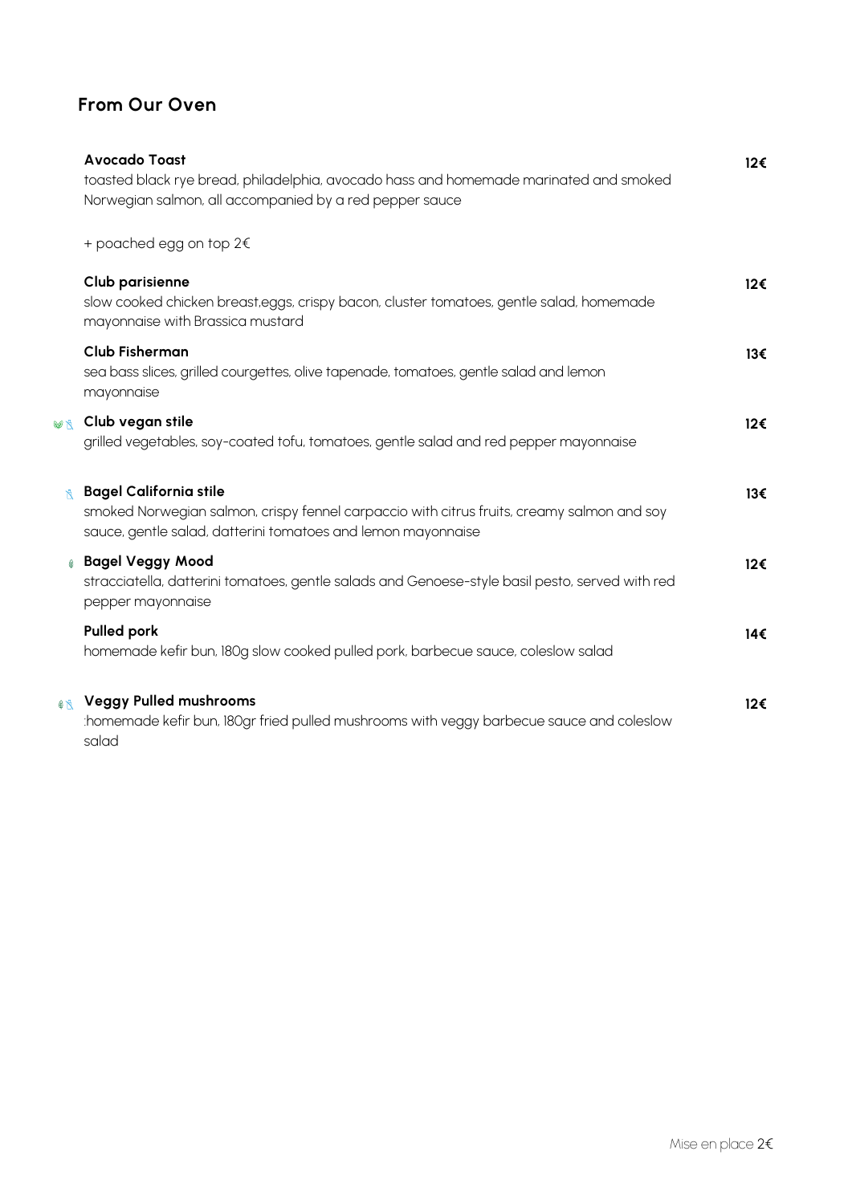## From Our Oven

**Avocado Toast** — **12€**
toasted black rye bread, philadelphia, avocado hass and homemade marinated and smoked Norwegian salmon, all accompanied by a red pepper sauce

+ poached egg on top 2€

**Club parisienne** — **12€**
slow cooked chicken breast,eggs, crispy bacon, cluster tomatoes, gentle salad, homemade mayonnaise with Brassica mustard

**Club Fisherman** — **13€**
sea bass slices, grilled courgettes, olive tapenade, tomatoes, gentle salad and lemon mayonnaise

**Club vegan stile** — **12€**
grilled vegetables, soy-coated tofu, tomatoes, gentle salad and red pepper mayonnaise

**Bagel California stile** — **13€**
smoked Norwegian salmon, crispy fennel carpaccio with citrus fruits, creamy salmon and soy sauce, gentle salad, datterini tomatoes and lemon mayonnaise

**Bagel Veggy Mood** — **12€**
stracciatella, datterini tomatoes, gentle salads and Genoese-style basil pesto, served with red pepper mayonnaise

**Pulled pork** — **14€**
homemade kefir bun, 180g slow cooked pulled pork, barbecue sauce, coleslow salad

**Veggy Pulled mushrooms** — **12€**
:homemade kefir bun, 180gr fried pulled mushrooms with veggy barbecue sauce and coleslow salad

Mise en place 2€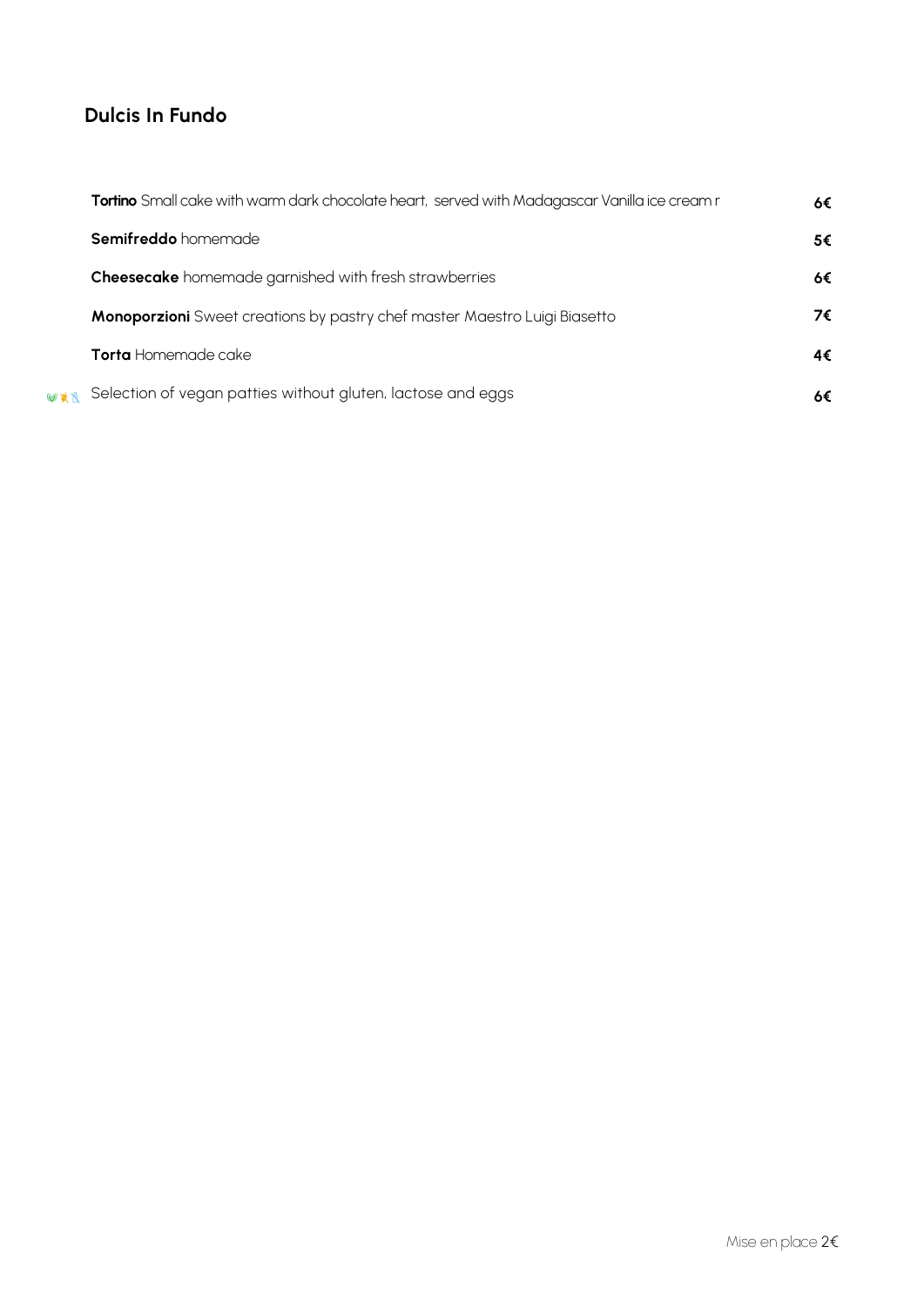## Dulcis In Fundo

| | |
|---|---|
| **Tortino** Small cake with warm dark chocolate heart, served with Madagascar Vanilla ice cream r | 6€ |
| **Semifreddo** homemade | 5€ |
| **Cheesecake** homemade garnished with fresh strawberries | 6€ |
| **Monoporzioni** Sweet creations by pastry chef master Maestro Luigi Biasetto | 7€ |
| **Torta** Homemade cake | 4€ |
| Selection of vegan patties without gluten, lactose and eggs | 6€ |

Mise en place 2€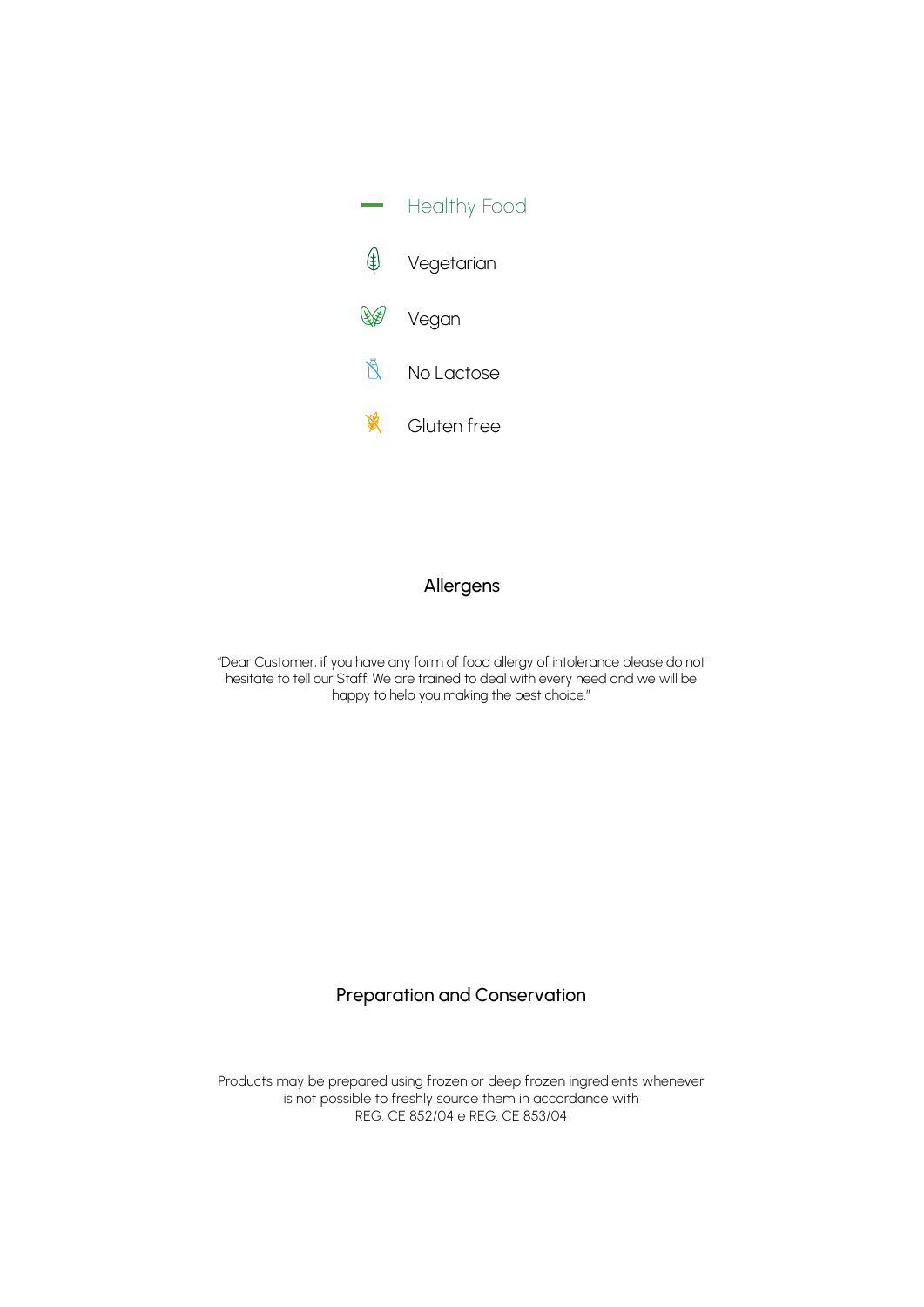- Healthy Food
- Vegetarian
- Vegan
- No Lactose
- Gluten free

## Allergens

"Dear Customer, if you have any form of food allergy of intolerance please do not hesitate to tell our Staff. We are trained to deal with every need and we will be happy to help you making the best choice."

## Preparation and Conservation

Products may be prepared using frozen or deep frozen ingredients whenever is not possible to freshly source them in accordance with REG. CE 852/04 e REG. CE 853/04